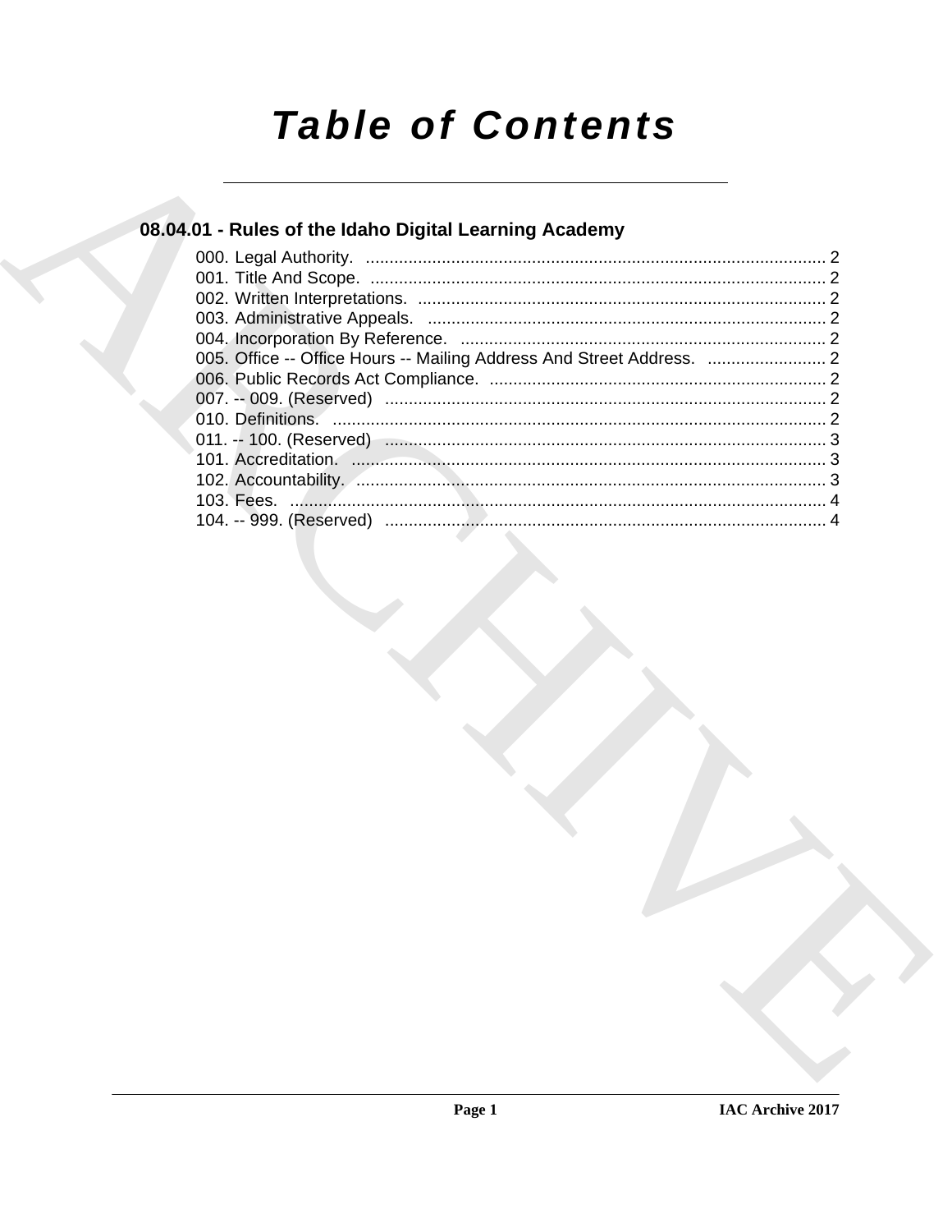# Table of Contents

## 08.04.01 - Rules of the Idaho Digital Learning Academy

000. Legal Authority. ........................................................................................ 2
001. Title And Scope. ........................................................................................ 2
002. Written Interpretations. ............................................................................. 2
003. Administrative Appeals. ............................................................................ 2
004. Incorporation By Reference. ..................................................................... 2
005. Office -- Office Hours -- Mailing Address And Street Address. ......................... 2
006. Public Records Act Compliance. ............................................................... 2
007. -- 009. (Reserved) ..................................................................................... 2
010. Definitions. ................................................................................................ 2
011. -- 100. (Reserved) ..................................................................................... 3
101. Accreditation. ............................................................................................ 3
102. Accountability. ........................................................................................... 3
103. Fees. .......................................................................................................... 4
104. -- 999. (Reserved) ..................................................................................... 4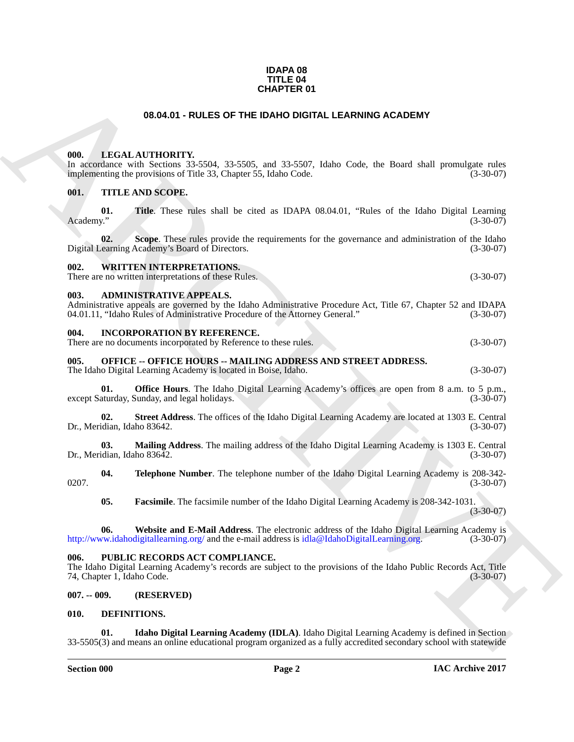# IDAPA 08
# TITLE 04
# CHAPTER 01

## 08.04.01 - RULES OF THE IDAHO DIGITAL LEARNING ACADEMY

**000. LEGAL AUTHORITY.**

In accordance with Sections 33-5504, 33-5505, and 33-5507, Idaho Code, the Board shall promulgate rules implementing the provisions of Title 33, Chapter 55, Idaho Code. (3-30-07)

**001. TITLE AND SCOPE.**

**01. Title**. These rules shall be cited as IDAPA 08.04.01, "Rules of the Idaho Digital Learning Academy." (3-30-07)

**02. Scope**. These rules provide the requirements for the governance and administration of the Idaho Digital Learning Academy's Board of Directors. (3-30-07)

**002. WRITTEN INTERPRETATIONS.**

There are no written interpretations of these Rules. (3-30-07)

**003. ADMINISTRATIVE APPEALS.**

Administrative appeals are governed by the Idaho Administrative Procedure Act, Title 67, Chapter 52 and IDAPA 04.01.11, "Idaho Rules of Administrative Procedure of the Attorney General." (3-30-07)

**004. INCORPORATION BY REFERENCE.**

There are no documents incorporated by Reference to these rules. (3-30-07)

**005. OFFICE -- OFFICE HOURS -- MAILING ADDRESS AND STREET ADDRESS.**

The Idaho Digital Learning Academy is located in Boise, Idaho. (3-30-07)

**01. Office Hours**. The Idaho Digital Learning Academy's offices are open from 8 a.m. to 5 p.m., except Saturday, Sunday, and legal holidays. (3-30-07)

**02. Street Address**. The offices of the Idaho Digital Learning Academy are located at 1303 E. Central Dr., Meridian, Idaho 83642. (3-30-07)

**03. Mailing Address**. The mailing address of the Idaho Digital Learning Academy is 1303 E. Central Dr., Meridian, Idaho 83642. (3-30-07)

**04. Telephone Number**. The telephone number of the Idaho Digital Learning Academy is 208-342-0207. (3-30-07)

**05. Facsimile**. The facsimile number of the Idaho Digital Learning Academy is 208-342-1031. (3-30-07)

**06. Website and E-Mail Address**. The electronic address of the Idaho Digital Learning Academy is http://www.idahodigitallearning.org/ and the e-mail address is idla@IdahoDigitalLearning.org. (3-30-07)

**006. PUBLIC RECORDS ACT COMPLIANCE.**

The Idaho Digital Learning Academy's records are subject to the provisions of the Idaho Public Records Act, Title 74, Chapter 1, Idaho Code. (3-30-07)

**007. -- 009. (RESERVED)**

**010. DEFINITIONS.**

**01. Idaho Digital Learning Academy (IDLA)**. Idaho Digital Learning Academy is defined in Section 33-5505(3) and means an online educational program organized as a fully accredited secondary school with statewide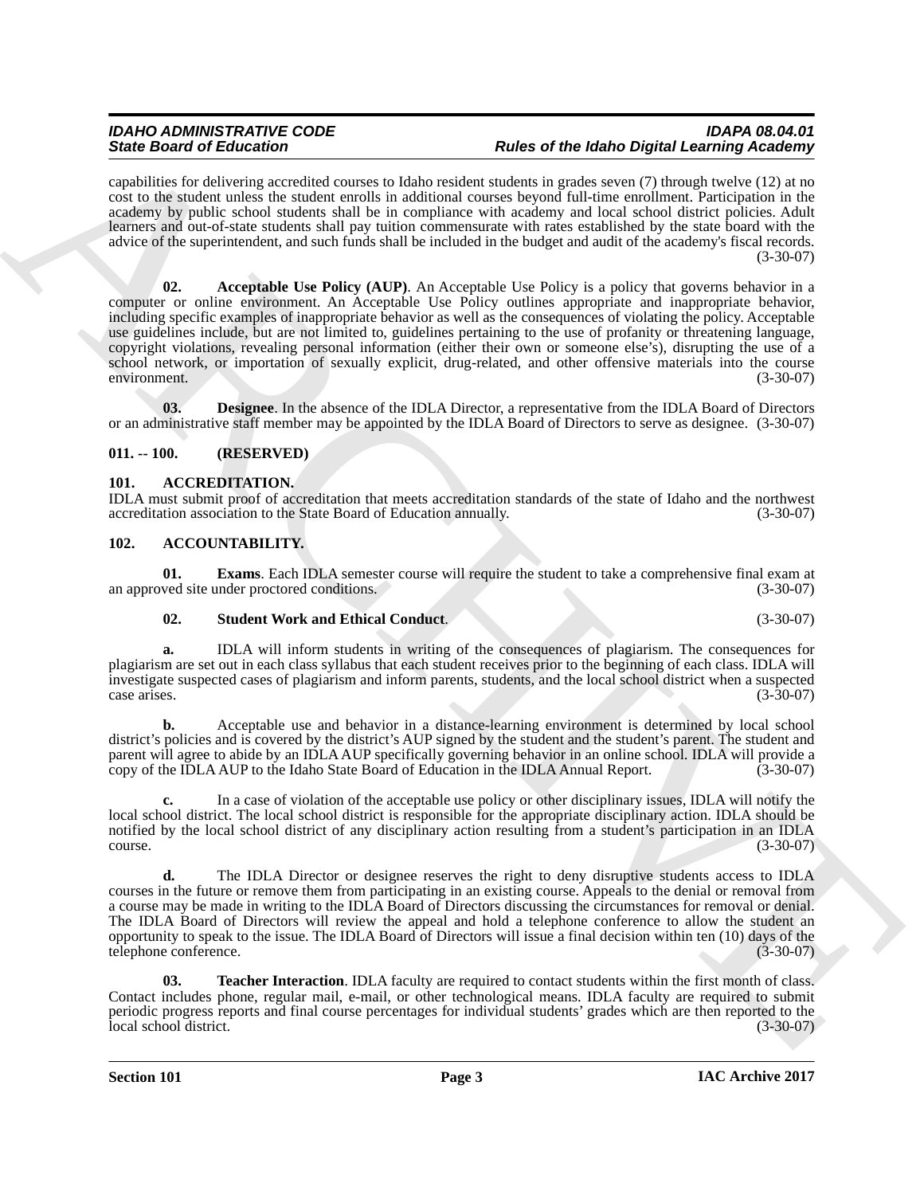capabilities for delivering accredited courses to Idaho resident students in grades seven (7) through twelve (12) at no cost to the student unless the student enrolls in additional courses beyond full-time enrollment. Participation in the academy by public school students shall be in compliance with academy and local school district policies. Adult learners and out-of-state students shall pay tuition commensurate with rates established by the state board with the advice of the superintendent, and such funds shall be included in the budget and audit of the academy's fiscal records. (3-30-07)

**02. Acceptable Use Policy (AUP)**. An Acceptable Use Policy is a policy that governs behavior in a computer or online environment. An Acceptable Use Policy outlines appropriate and inappropriate behavior, including specific examples of inappropriate behavior as well as the consequences of violating the policy. Acceptable use guidelines include, but are not limited to, guidelines pertaining to the use of profanity or threatening language, copyright violations, revealing personal information (either their own or someone else's), disrupting the use of a school network, or importation of sexually explicit, drug-related, and other offensive materials into the course environment. (3-30-07)

**03. Designee**. In the absence of the IDLA Director, a representative from the IDLA Board of Directors or an administrative staff member may be appointed by the IDLA Board of Directors to serve as designee. (3-30-07)

## 011. -- 100. (RESERVED)

## 101. ACCREDITATION.

IDLA must submit proof of accreditation that meets accreditation standards of the state of Idaho and the northwest accreditation association to the State Board of Education annually. (3-30-07)

## 102. ACCOUNTABILITY.

**01. Exams**. Each IDLA semester course will require the student to take a comprehensive final exam at an approved site under proctored conditions. (3-30-07)

**02. Student Work and Ethical Conduct**. (3-30-07)

**a.** IDLA will inform students in writing of the consequences of plagiarism. The consequences for plagiarism are set out in each class syllabus that each student receives prior to the beginning of each class. IDLA will investigate suspected cases of plagiarism and inform parents, students, and the local school district when a suspected case arises. (3-30-07)

**b.** Acceptable use and behavior in a distance-learning environment is determined by local school district's policies and is covered by the district's AUP signed by the student and the student's parent. The student and parent will agree to abide by an IDLA AUP specifically governing behavior in an online school. IDLA will provide a copy of the IDLA AUP to the Idaho State Board of Education in the IDLA Annual Report. (3-30-07)

**c.** In a case of violation of the acceptable use policy or other disciplinary issues, IDLA will notify the local school district. The local school district is responsible for the appropriate disciplinary action. IDLA should be notified by the local school district of any disciplinary action resulting from a student's participation in an IDLA course. (3-30-07)

**d.** The IDLA Director or designee reserves the right to deny disruptive students access to IDLA courses in the future or remove them from participating in an existing course. Appeals to the denial or removal from a course may be made in writing to the IDLA Board of Directors discussing the circumstances for removal or denial. The IDLA Board of Directors will review the appeal and hold a telephone conference to allow the student an opportunity to speak to the issue. The IDLA Board of Directors will issue a final decision within ten (10) days of the telephone conference. (3-30-07)

**03. Teacher Interaction**. IDLA faculty are required to contact students within the first month of class. Contact includes phone, regular mail, e-mail, or other technological means. IDLA faculty are required to submit periodic progress reports and final course percentages for individual students' grades which are then reported to the local school district. (3-30-07)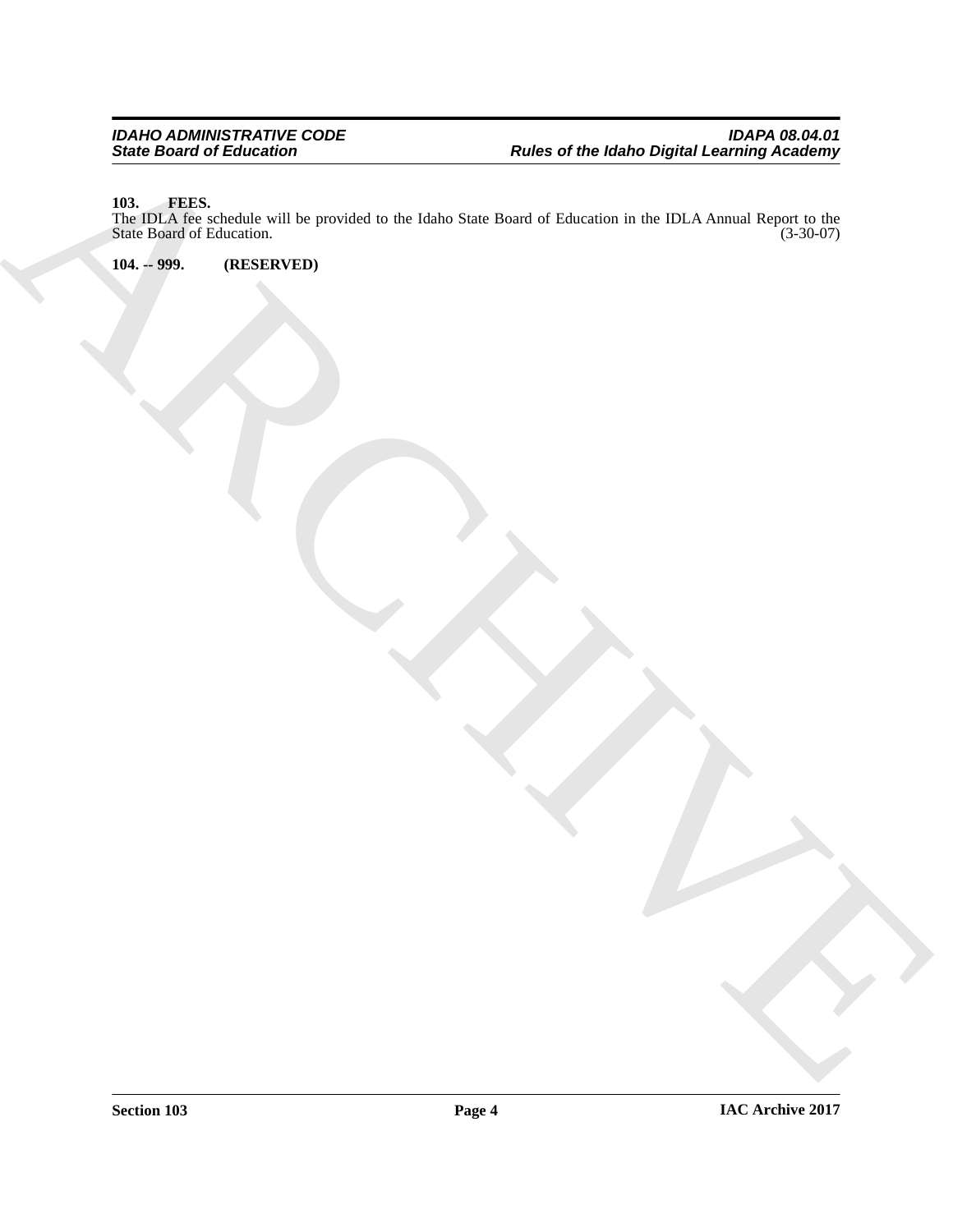**103. FEES.**

The IDLA fee schedule will be provided to the Idaho State Board of Education in the IDLA Annual Report to the State Board of Education. (3-30-07)

**104. -- 999. (RESERVED)**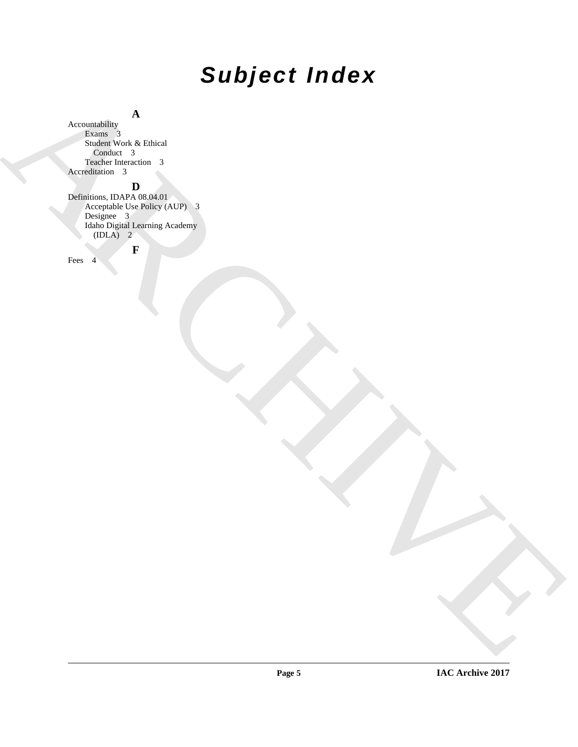# *Subject Index*

**A**

Accountability
- Exams 3
- Student Work & Ethical Conduct 3
- Teacher Interaction 3

Accreditation 3

**D**

Definitions, IDAPA 08.04.01
- Acceptable Use Policy (AUP) 3
- Designee 3
- Idaho Digital Learning Academy (IDLA) 2

**F**

Fees 4